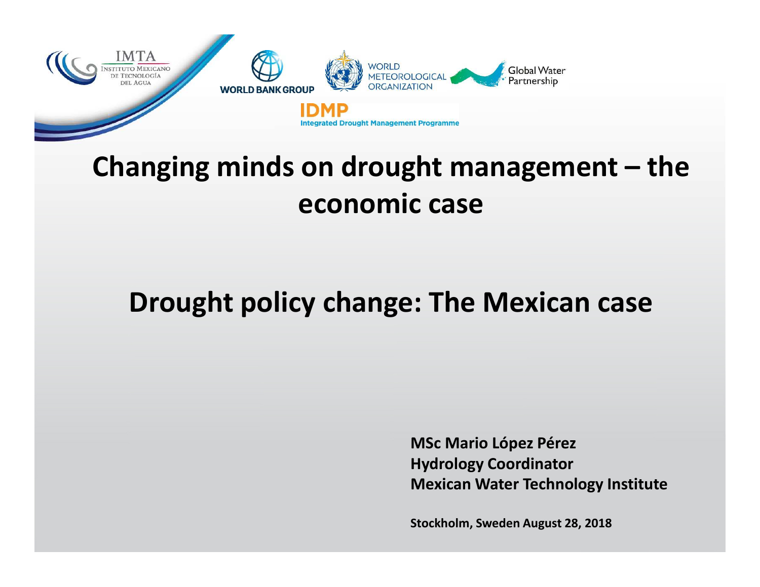IMTA
Instituto Mexicano de Tecnología del Agua

WORLD BANK GROUP

WORLD METEOROLOGICAL ORGANIZATION

Global Water Partnership

IDMP
Integrated Drought Management Programme

# Changing minds on drought management – the economic case

## Drought policy change: The Mexican case

**MSc Mario López Pérez**
**Hydrology Coordinator**
**Mexican Water Technology Institute**

**Stockholm, Sweden August 28, 2018**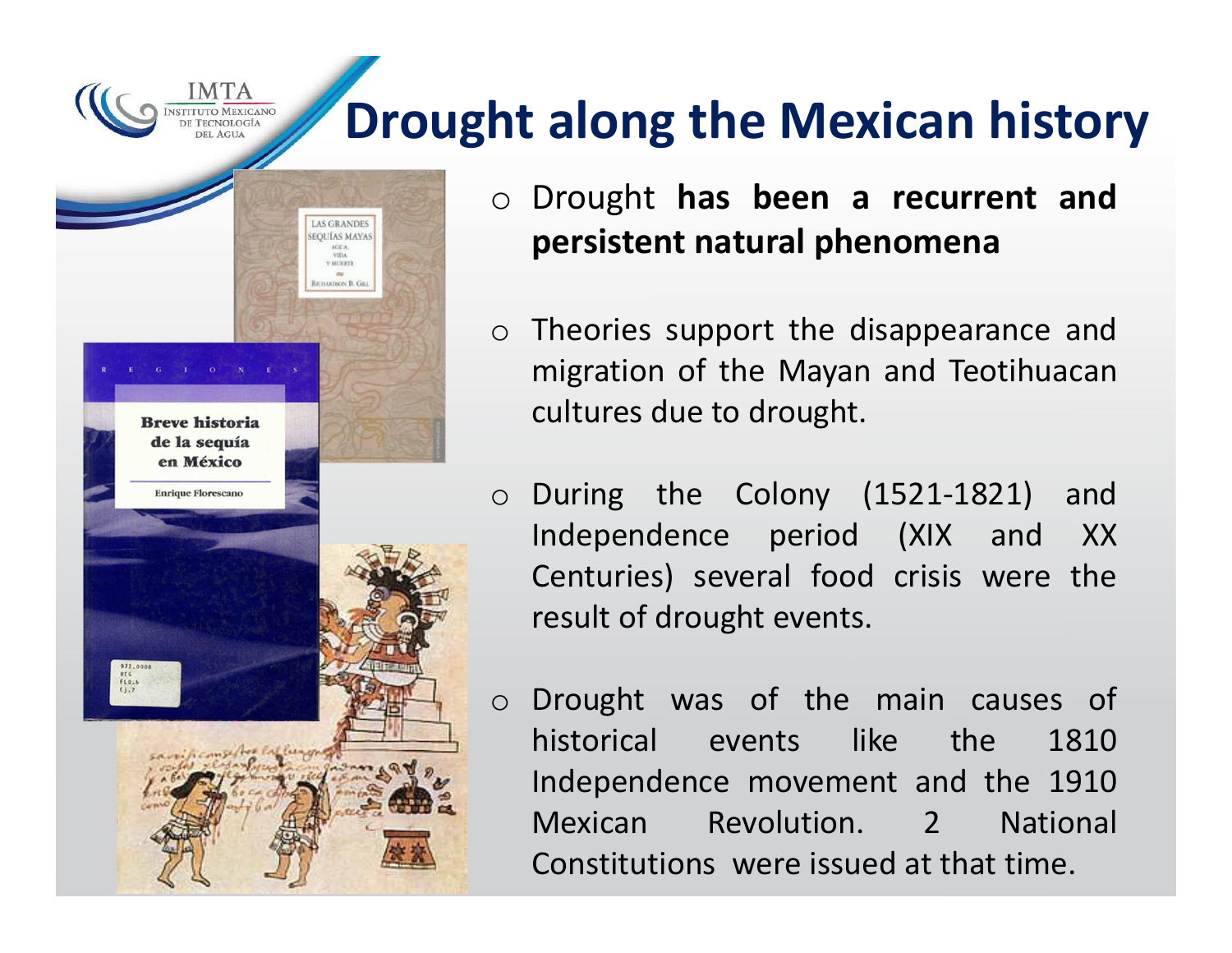# Drought along the Mexican history

- Drought **has been a recurrent and persistent natural phenomena**
- Theories support the disappearance and migration of the Mayan and Teotihuacan cultures due to drought.
- During the Colony (1521-1821) and Independence period (XIX and XX Centuries) several food crisis were the result of drought events.
- Drought was of the main causes of historical events like the 1810 Independence movement and the 1910 Mexican Revolution. 2 National Constitutions were issued at that time.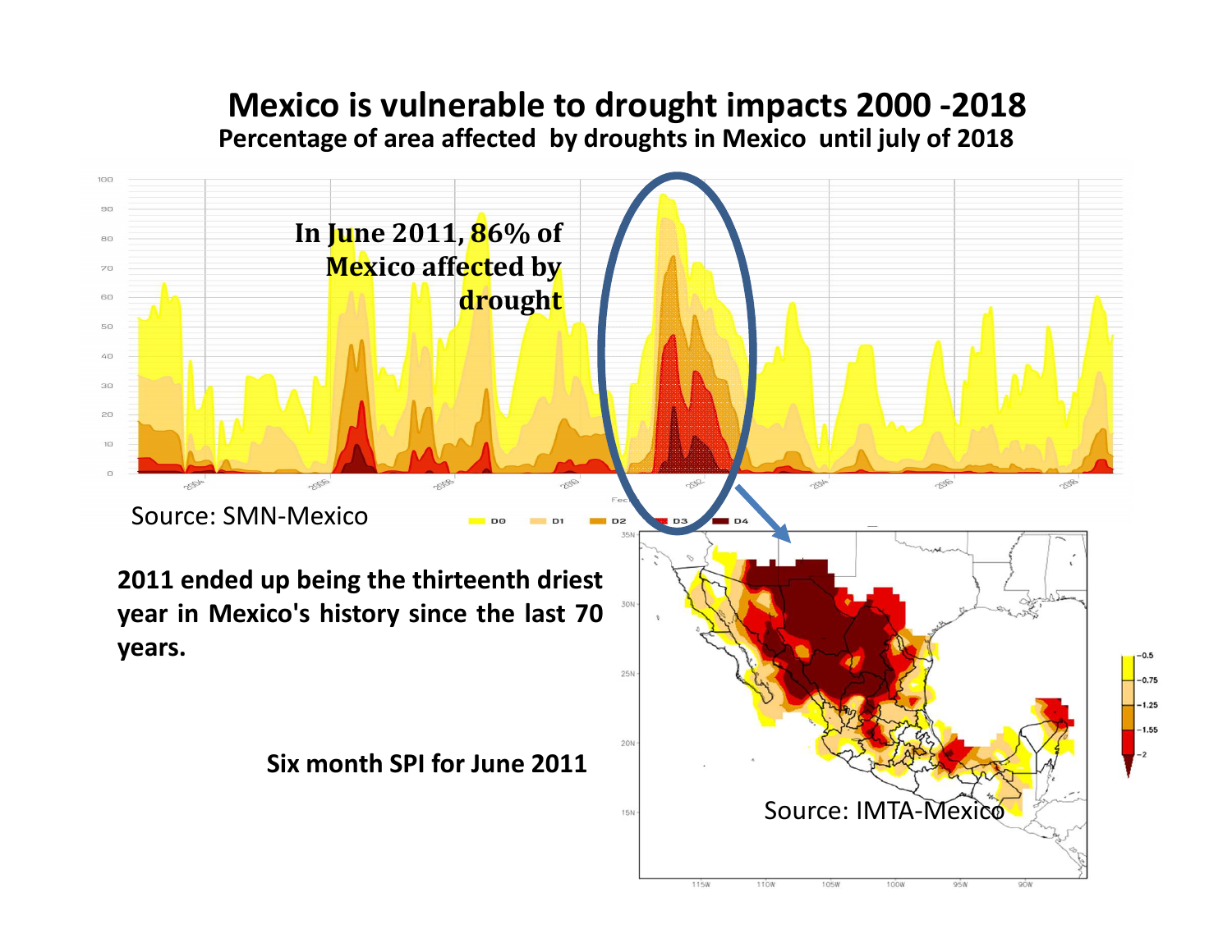# Mexico is vulnerable to drought impacts 2000 -2018

**Percentage of area affected by droughts in Mexico until july of 2018**

**In June 2011, 86% of Mexico affected by drought**

Source: SMN-Mexico

**2011 ended up being the thirteenth driest year in Mexico's history since the last 70 years.**

**Six month SPI for June 2011**

Source: IMTA-Mexico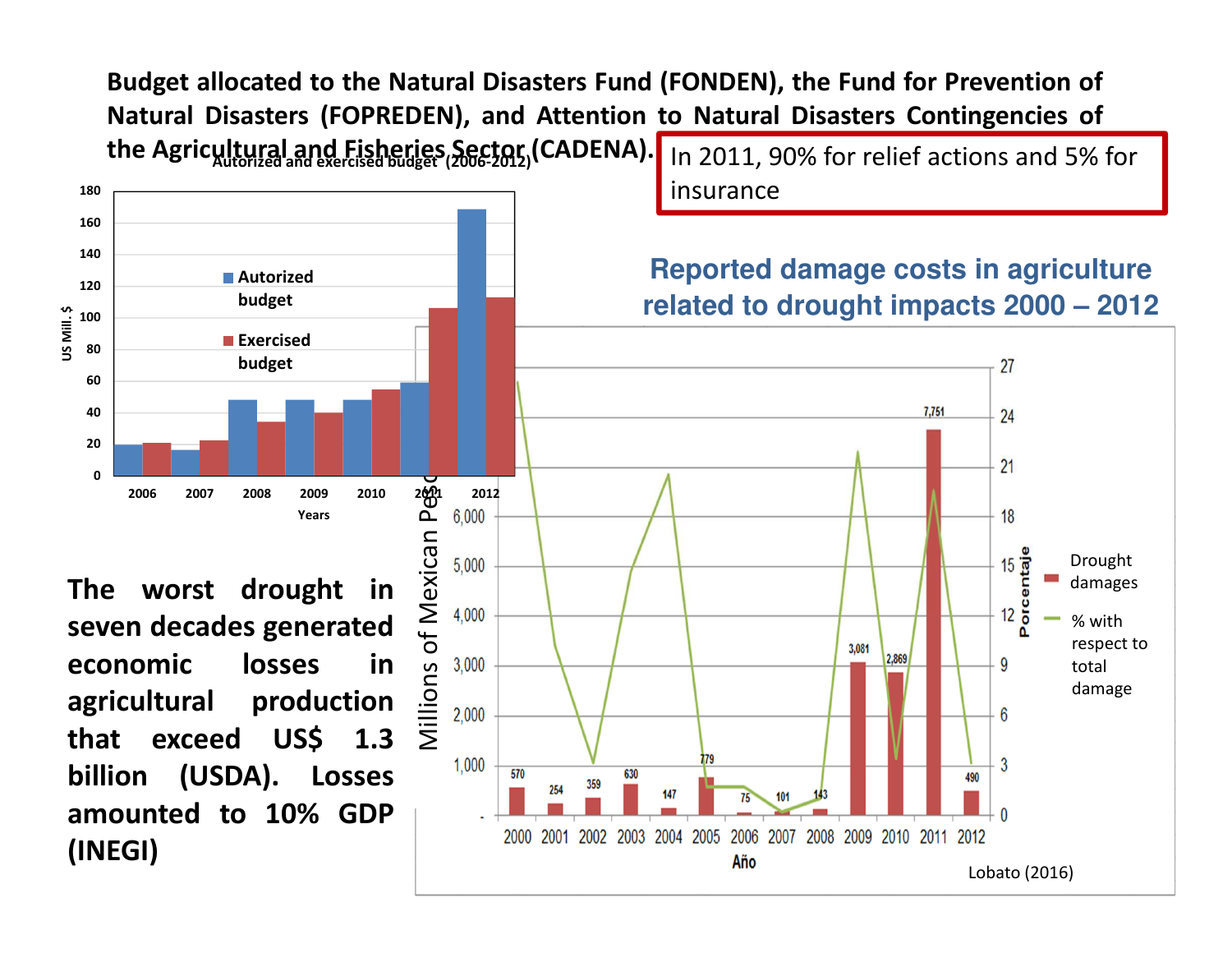**Budget allocated to the Natural Disasters Fund (FONDEN), the Fund for Prevention of Natural Disasters (FOPREDEN), and Attention to Natural Disasters Contingencies of the Agricultural and Fisheries Sector (CADENA).**

In 2011, 90% for relief actions and 5% for insurance

**Autorized and exercised budget (2006-2012)**

| Years | Autorized budget (US Mill. $) | Exercised budget (US Mill. $) |
|---|---|---|
| 2006 | ~20 | ~21 |
| 2007 | ~17 | ~22 |
| 2008 | ~48 | ~34 |
| 2009 | ~48 | ~40 |
| 2010 | ~48 | ~55 |
| 2011 | ~59 | ~106 |
| 2012 | ~169 | ~113 |

**Reported damage costs in agriculture related to drought impacts 2000 – 2012**

| Año | Drought damages (Millions of Mexican Pesos) |
|---|---|
| 2000 | 570 |
| 2001 | 254 |
| 2002 | 359 |
| 2003 | 630 |
| 2004 | 147 |
| 2005 | 779 |
| 2006 | 75 |
| 2007 | 101 |
| 2008 | 143 |
| 2009 | 3,081 |
| 2010 | 2,869 |
| 2011 | 7,751 |
| 2012 | 490 |

Drought damages; % with respect to total damage (Porcentaje)

Lobato (2016)

**The worst drought in seven decades generated economic losses in agricultural production that exceed US$ 1.3 billion (USDA). Losses amounted to 10% GDP (INEGI)**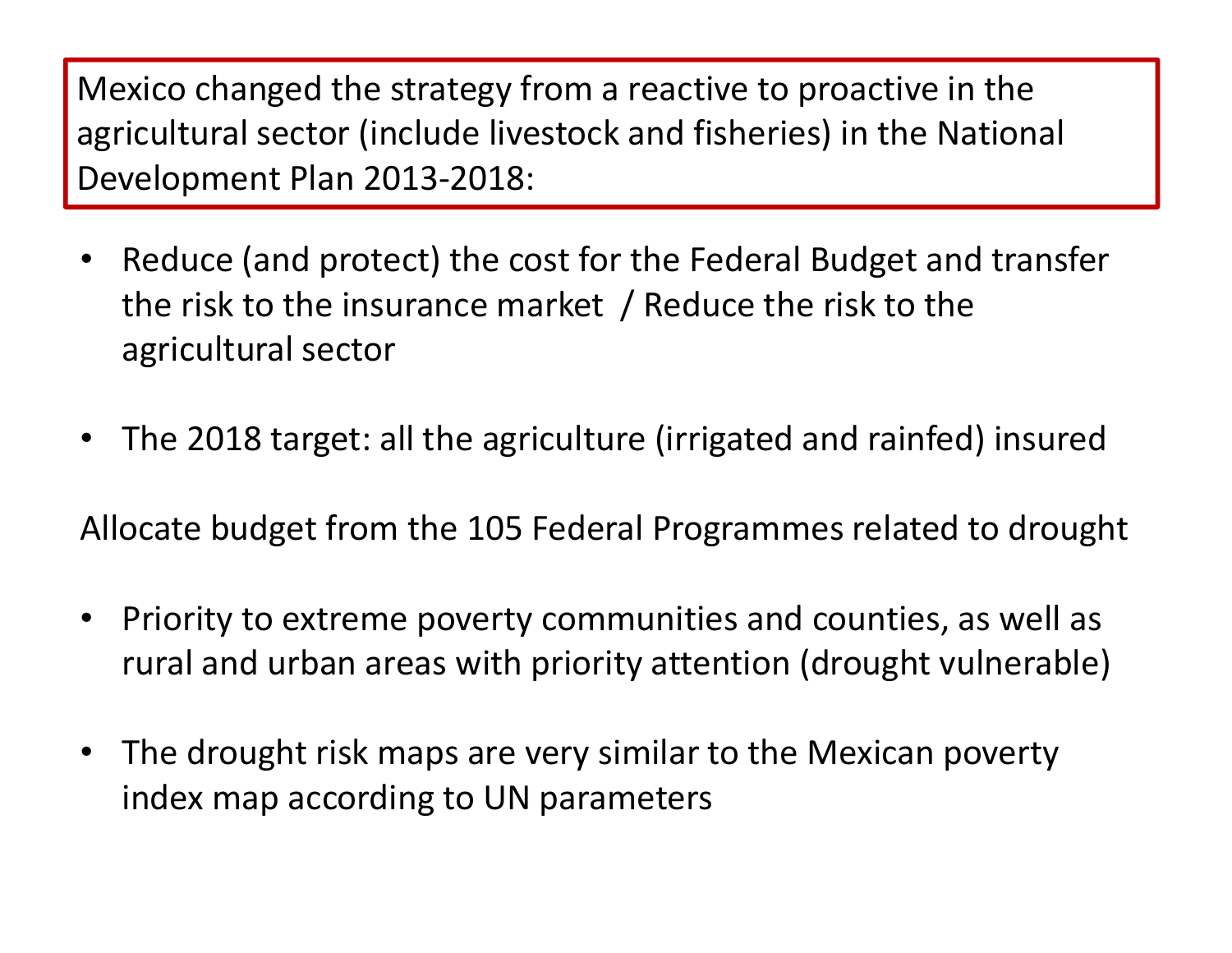**Mexico changed the strategy from a reactive to proactive in the agricultural sector (include livestock and fisheries) in the National Development Plan 2013-2018:**

- Reduce (and protect) the cost for the Federal Budget and transfer the risk to the insurance market / Reduce the risk to the agricultural sector
- The 2018 target: all the agriculture (irrigated and rainfed) insured

Allocate budget from the 105 Federal Programmes related to drought

- Priority to extreme poverty communities and counties, as well as rural and urban areas with priority attention (drought vulnerable)
- The drought risk maps are very similar to the Mexican poverty index map according to UN parameters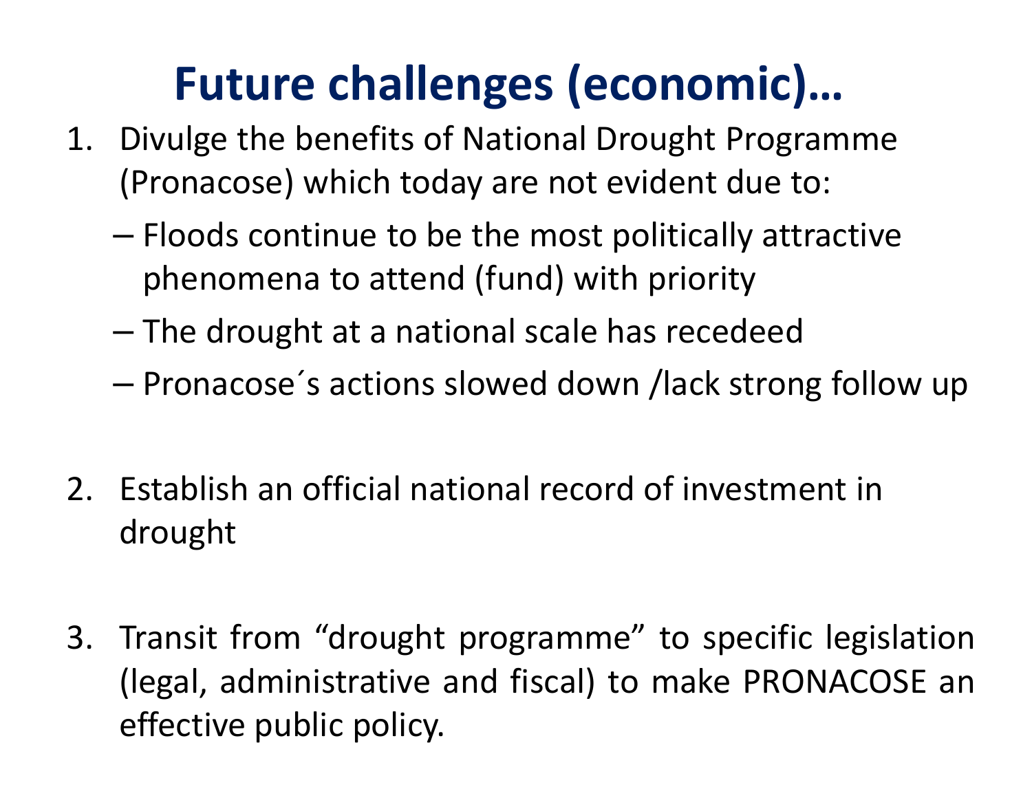# Future challenges (economic)…

1. Divulge the benefits of National Drought Programme (Pronacose) which today are not evident due to:
   - Floods continue to be the most politically attractive phenomena to attend (fund) with priority
   - The drought at a national scale has recedeed
   - Pronacose´s actions slowed down /lack strong follow up

2. Establish an official national record of investment in drought

3. Transit from “drought programme” to specific legislation (legal, administrative and fiscal) to make PRONACOSE an effective public policy.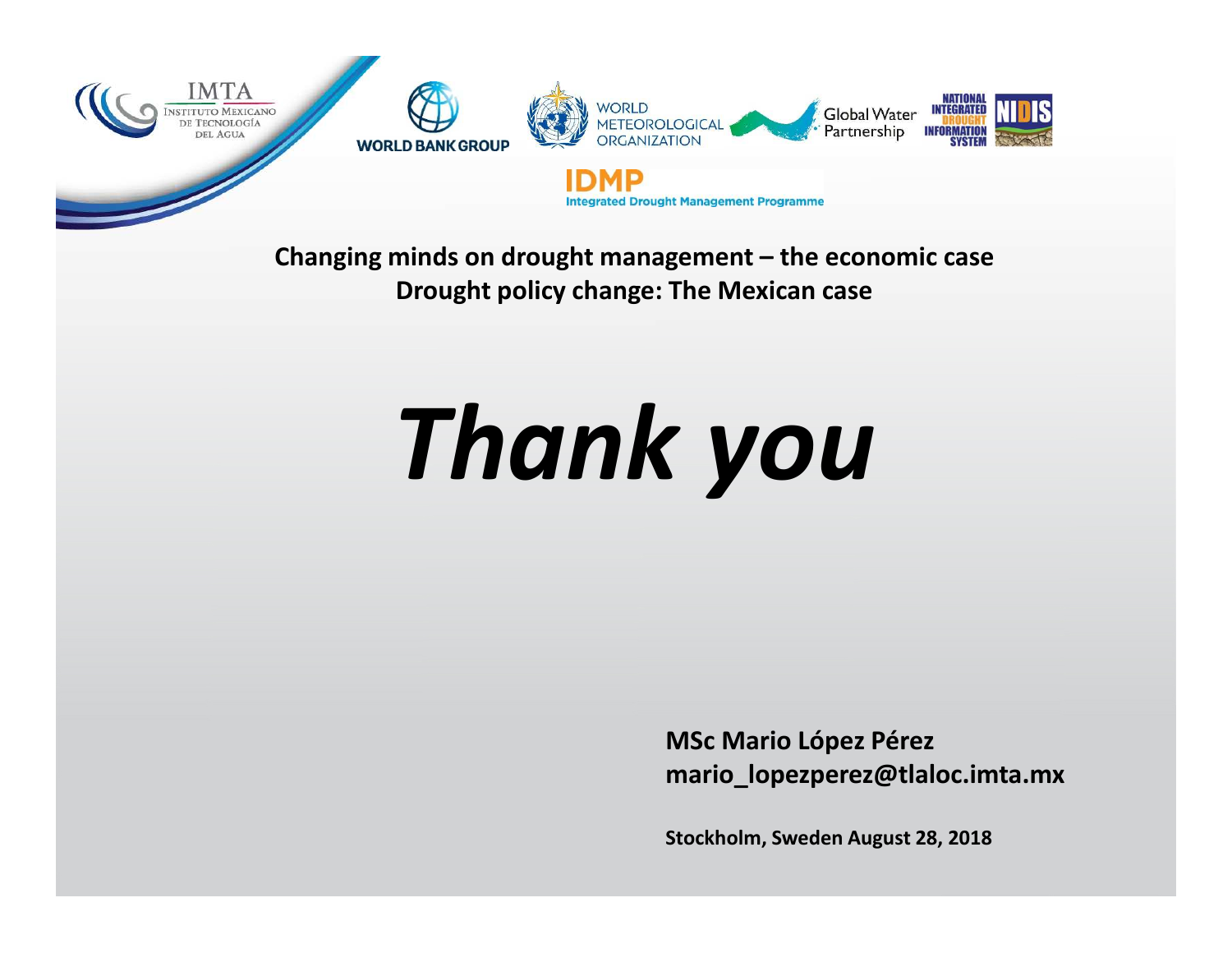IMTA Instituto Mexicano de Tecnología del Agua

WORLD BANK GROUP

WORLD METEOROLOGICAL ORGANIZATION

Global Water Partnership

NATIONAL INTEGRATED DROUGHT INFORMATION SYSTEM NIDIS

IDMP Integrated Drought Management Programme

**Changing minds on drought management – the economic case**
**Drought policy change: The Mexican case**

# *Thank you*

**MSc Mario López Pérez**
**mario_lopezperez@tlaloc.imta.mx**

**Stockholm, Sweden August 28, 2018**